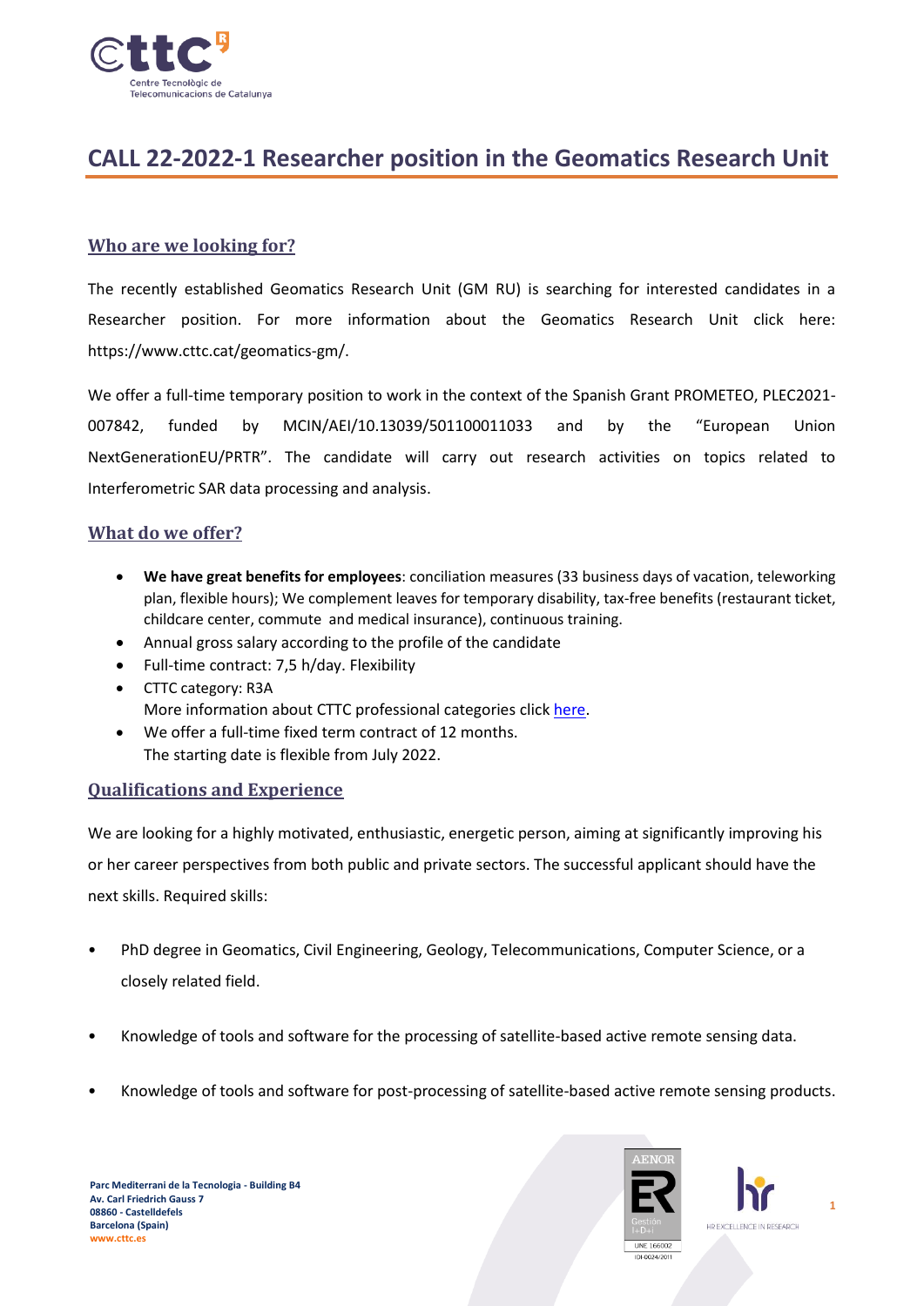# CALL 22-2022-1 Researcher position in the Geomatics Research Unit

## Who are we looking for?

The recently established Geomatics Research Unit (GM RU) is searching for interested candidates in a Researcher position. For more information about the Geomatics Research Unit click here: https://www.cttc.cat/geomatics-gm/.

We offer a full-time temporary position to work in the context of the Spanish Grant PROMETEO, PLEC2021-007842, funded by MCIN/AEI/10.13039/501100011033 and by the "European Union NextGenerationEU/PRTR". The candidate will carry out research activities on topics related to Interferometric SAR data processing and analysis.

## What do we offer?

- **We have great benefits for employees**: conciliation measures (33 business days of vacation, teleworking plan, flexible hours); We complement leaves for temporary disability, tax-free benefits (restaurant ticket, childcare center, commute and medical insurance), continuous training.
- Annual gross salary according to the profile of the candidate
- Full-time contract: 7,5 h/day. Flexibility
- CTTC category: R3A
  More information about CTTC professional categories click here.
- We offer a full-time fixed term contract of 12 months.
  The starting date is flexible from July 2022.

## Qualifications and Experience

We are looking for a highly motivated, enthusiastic, energetic person, aiming at significantly improving his or her career perspectives from both public and private sectors. The successful applicant should have the next skills. Required skills:

- PhD degree in Geomatics, Civil Engineering, Geology, Telecommunications, Computer Science, or a closely related field.
- Knowledge of tools and software for the processing of satellite-based active remote sensing data.
- Knowledge of tools and software for post-processing of satellite-based active remote sensing products.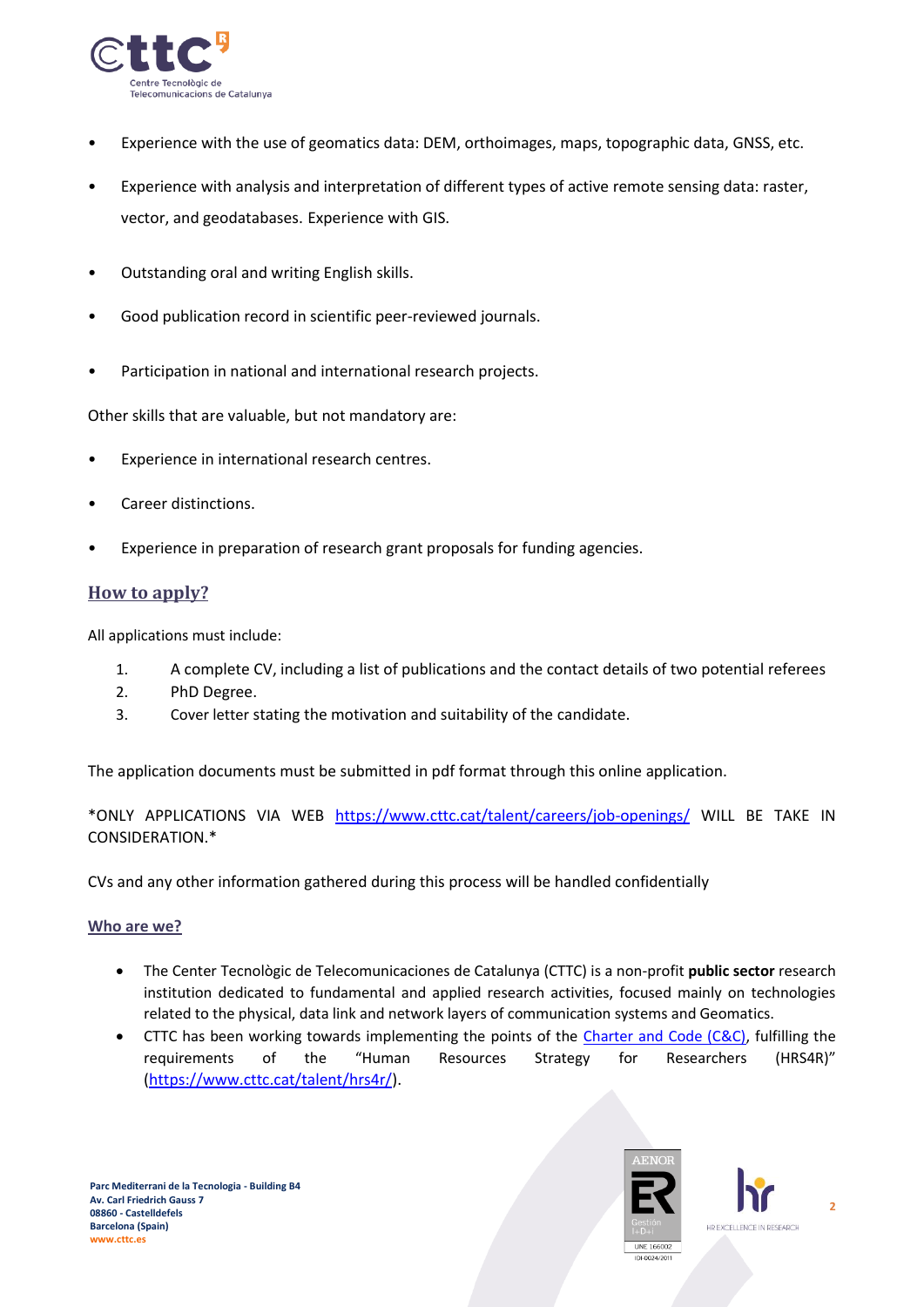- Experience with the use of geomatics data: DEM, orthoimages, maps, topographic data, GNSS, etc.
- Experience with analysis and interpretation of different types of active remote sensing data: raster, vector, and geodatabases. Experience with GIS.
- Outstanding oral and writing English skills.
- Good publication record in scientific peer-reviewed journals.
- Participation in national and international research projects.

Other skills that are valuable, but not mandatory are:

- Experience in international research centres.
- Career distinctions.
- Experience in preparation of research grant proposals for funding agencies.

## How to apply?

All applications must include:

1. A complete CV, including a list of publications and the contact details of two potential referees
2. PhD Degree.
3. Cover letter stating the motivation and suitability of the candidate.

The application documents must be submitted in pdf format through this online application.

*ONLY APPLICATIONS VIA WEB https://www.cttc.cat/talent/careers/job-openings/ WILL BE TAKE IN CONSIDERATION.*

CVs and any other information gathered during this process will be handled confidentially

## Who are we?

- The Center Tecnològic de Telecomunicaciones de Catalunya (CTTC) is a non-profit **public sector** research institution dedicated to fundamental and applied research activities, focused mainly on technologies related to the physical, data link and network layers of communication systems and Geomatics.
- CTTC has been working towards implementing the points of the Charter and Code (C&C), fulfilling the requirements of the "Human Resources Strategy for Researchers (HRS4R)" (https://www.cttc.cat/talent/hrs4r/).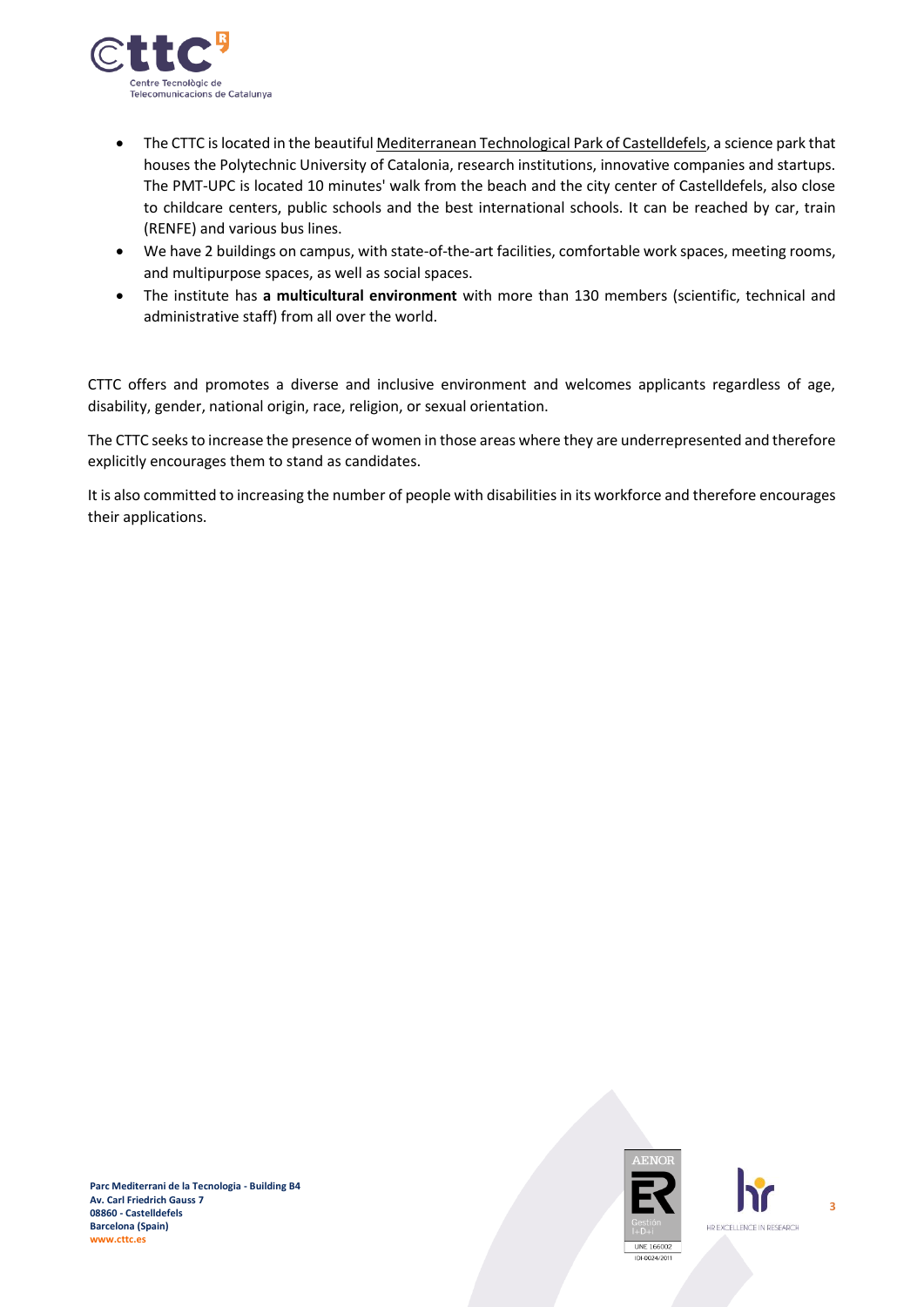- The CTTC is located in the beautiful Mediterranean Technological Park of Castelldefels, a science park that houses the Polytechnic University of Catalonia, research institutions, innovative companies and startups. The PMT-UPC is located 10 minutes' walk from the beach and the city center of Castelldefels, also close to childcare centers, public schools and the best international schools. It can be reached by car, train (RENFE) and various bus lines.
- We have 2 buildings on campus, with state-of-the-art facilities, comfortable work spaces, meeting rooms, and multipurpose spaces, as well as social spaces.
- The institute has **a multicultural environment** with more than 130 members (scientific, technical and administrative staff) from all over the world.

CTTC offers and promotes a diverse and inclusive environment and welcomes applicants regardless of age, disability, gender, national origin, race, religion, or sexual orientation.

The CTTC seeks to increase the presence of women in those areas where they are underrepresented and therefore explicitly encourages them to stand as candidates.

It is also committed to increasing the number of people with disabilities in its workforce and therefore encourages their applications.